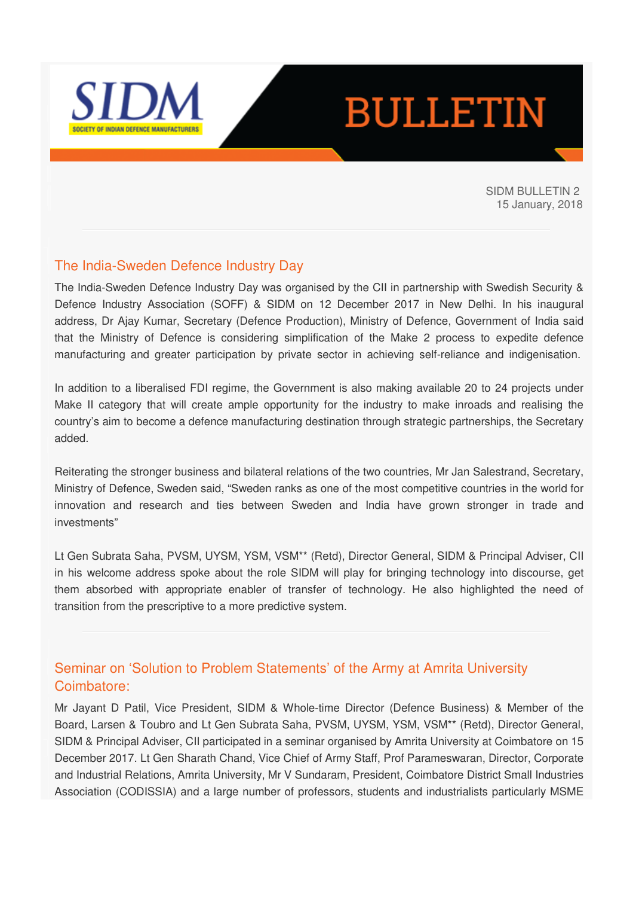# SIDM

SOCIETY OF INDIAN DEFENCE MANUFACTURERS

# BULLETIN

SIDM BULLETIN 2
15 January, 2018

---

## The India-Sweden Defence Industry Day

The India-Sweden Defence Industry Day was organised by the CII in partnership with Swedish Security & Defence Industry Association (SOFF) & SIDM on 12 December 2017 in New Delhi. In his inaugural address, Dr Ajay Kumar, Secretary (Defence Production), Ministry of Defence, Government of India said that the Ministry of Defence is considering simplification of the Make 2 process to expedite defence manufacturing and greater participation by private sector in achieving self-reliance and indigenisation.

In addition to a liberalised FDI regime, the Government is also making available 20 to 24 projects under Make II category that will create ample opportunity for the industry to make inroads and realising the country's aim to become a defence manufacturing destination through strategic partnerships, the Secretary added.

Reiterating the stronger business and bilateral relations of the two countries, Mr Jan Salestrand, Secretary, Ministry of Defence, Sweden said, "Sweden ranks as one of the most competitive countries in the world for innovation and research and ties between Sweden and India have grown stronger in trade and investments"

Lt Gen Subrata Saha, PVSM, UYSM, YSM, VSM** (Retd), Director General, SIDM & Principal Adviser, CII in his welcome address spoke about the role SIDM will play for bringing technology into discourse, get them absorbed with appropriate enabler of transfer of technology. He also highlighted the need of transition from the prescriptive to a more predictive system.

---

## Seminar on 'Solution to Problem Statements' of the Army at Amrita University Coimbatore:

Mr Jayant D Patil, Vice President, SIDM & Whole-time Director (Defence Business) & Member of the Board, Larsen & Toubro and Lt Gen Subrata Saha, PVSM, UYSM, YSM, VSM** (Retd), Director General, SIDM & Principal Adviser, CII participated in a seminar organised by Amrita University at Coimbatore on 15 December 2017. Lt Gen Sharath Chand, Vice Chief of Army Staff, Prof Parameswaran, Director, Corporate and Industrial Relations, Amrita University, Mr V Sundaram, President, Coimbatore District Small Industries Association (CODISSIA) and a large number of professors, students and industrialists particularly MSME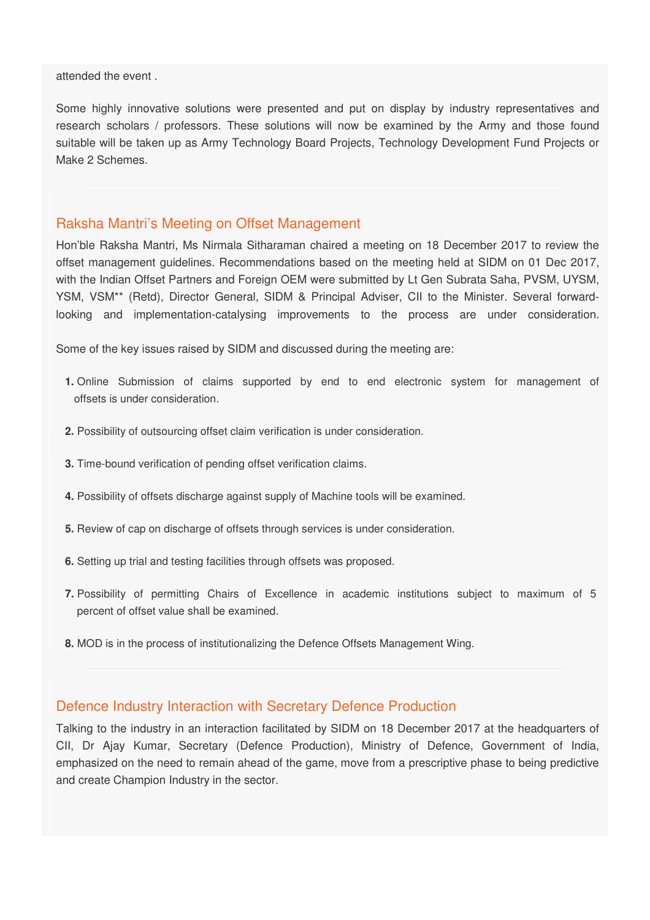attended the event .

Some highly innovative solutions were presented and put on display by industry representatives and research scholars / professors. These solutions will now be examined by the Army and those found suitable will be taken up as Army Technology Board Projects, Technology Development Fund Projects or Make 2 Schemes.

## Raksha Mantri's Meeting on Offset Management

Hon'ble Raksha Mantri, Ms Nirmala Sitharaman chaired a meeting on 18 December 2017 to review the offset management guidelines. Recommendations based on the meeting held at SIDM on 01 Dec 2017, with the Indian Offset Partners and Foreign OEM were submitted by Lt Gen Subrata Saha, PVSM, UYSM, YSM, VSM** (Retd), Director General, SIDM & Principal Adviser, CII to the Minister. Several forward-looking and implementation-catalysing improvements to the process are under consideration.

Some of the key issues raised by SIDM and discussed during the meeting are:

1. Online Submission of claims supported by end to end electronic system for management of offsets is under consideration.
2. Possibility of outsourcing offset claim verification is under consideration.
3. Time-bound verification of pending offset verification claims.
4. Possibility of offsets discharge against supply of Machine tools will be examined.
5. Review of cap on discharge of offsets through services is under consideration.
6. Setting up trial and testing facilities through offsets was proposed.
7. Possibility of permitting Chairs of Excellence in academic institutions subject to maximum of 5 percent of offset value shall be examined.
8. MOD is in the process of institutionalizing the Defence Offsets Management Wing.

## Defence Industry Interaction with Secretary Defence Production

Talking to the industry in an interaction facilitated by SIDM on 18 December 2017 at the headquarters of CII, Dr Ajay Kumar, Secretary (Defence Production), Ministry of Defence, Government of India, emphasized on the need to remain ahead of the game, move from a prescriptive phase to being predictive and create Champion Industry in the sector.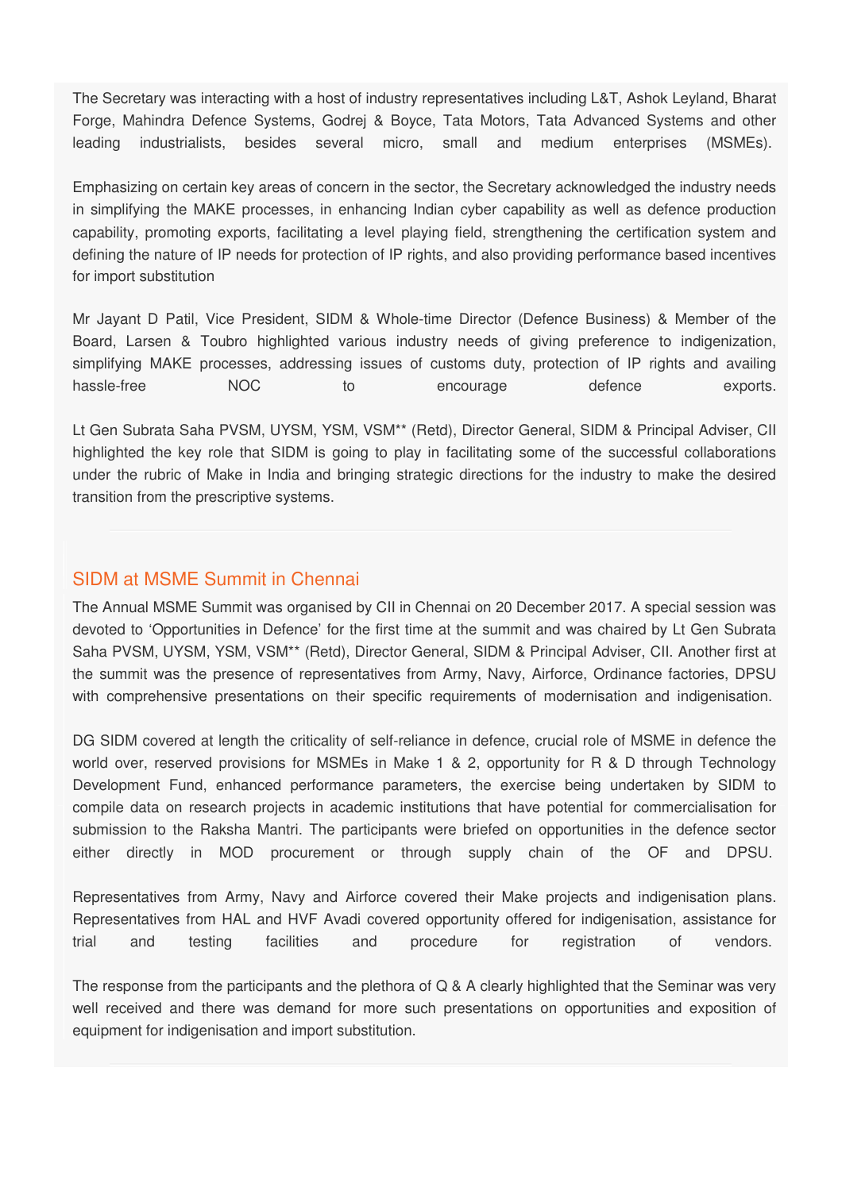The Secretary was interacting with a host of industry representatives including L&T, Ashok Leyland, Bharat Forge, Mahindra Defence Systems, Godrej & Boyce, Tata Motors, Tata Advanced Systems and other leading industrialists, besides several micro, small and medium enterprises (MSMEs).

Emphasizing on certain key areas of concern in the sector, the Secretary acknowledged the industry needs in simplifying the MAKE processes, in enhancing Indian cyber capability as well as defence production capability, promoting exports, facilitating a level playing field, strengthening the certification system and defining the nature of IP needs for protection of IP rights, and also providing performance based incentives for import substitution

Mr Jayant D Patil, Vice President, SIDM & Whole-time Director (Defence Business) & Member of the Board, Larsen & Toubro highlighted various industry needs of giving preference to indigenization, simplifying MAKE processes, addressing issues of customs duty, protection of IP rights and availing hassle-free NOC to encourage defence exports.

Lt Gen Subrata Saha PVSM, UYSM, YSM, VSM** (Retd), Director General, SIDM & Principal Adviser, CII highlighted the key role that SIDM is going to play in facilitating some of the successful collaborations under the rubric of Make in India and bringing strategic directions for the industry to make the desired transition from the prescriptive systems.

## SIDM at MSME Summit in Chennai

The Annual MSME Summit was organised by CII in Chennai on 20 December 2017. A special session was devoted to 'Opportunities in Defence' for the first time at the summit and was chaired by Lt Gen Subrata Saha PVSM, UYSM, YSM, VSM** (Retd), Director General, SIDM & Principal Adviser, CII. Another first at the summit was the presence of representatives from Army, Navy, Airforce, Ordinance factories, DPSU with comprehensive presentations on their specific requirements of modernisation and indigenisation.

DG SIDM covered at length the criticality of self-reliance in defence, crucial role of MSME in defence the world over, reserved provisions for MSMEs in Make 1 & 2, opportunity for R & D through Technology Development Fund, enhanced performance parameters, the exercise being undertaken by SIDM to compile data on research projects in academic institutions that have potential for commercialisation for submission to the Raksha Mantri. The participants were briefed on opportunities in the defence sector either directly in MOD procurement or through supply chain of the OF and DPSU.

Representatives from Army, Navy and Airforce covered their Make projects and indigenisation plans. Representatives from HAL and HVF Avadi covered opportunity offered for indigenisation, assistance for trial and testing facilities and procedure for registration of vendors.

The response from the participants and the plethora of Q & A clearly highlighted that the Seminar was very well received and there was demand for more such presentations on opportunities and exposition of equipment for indigenisation and import substitution.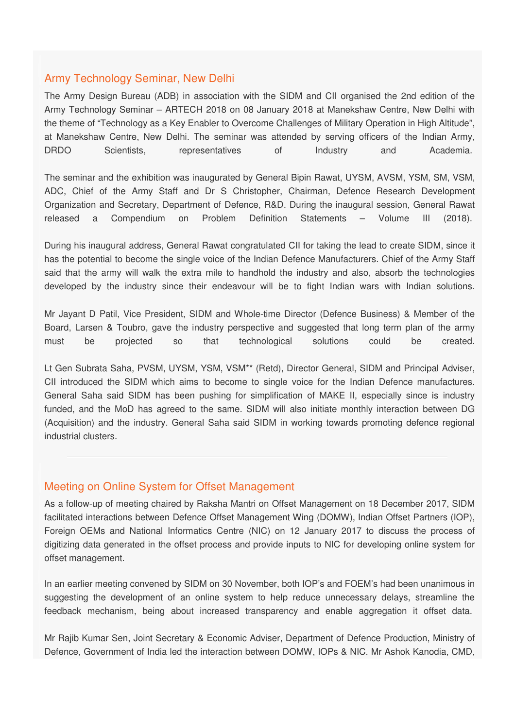## Army Technology Seminar, New Delhi

The Army Design Bureau (ADB) in association with the SIDM and CII organised the 2nd edition of the Army Technology Seminar – ARTECH 2018 on 08 January 2018 at Manekshaw Centre, New Delhi with the theme of "Technology as a Key Enabler to Overcome Challenges of Military Operation in High Altitude", at Manekshaw Centre, New Delhi. The seminar was attended by serving officers of the Indian Army, DRDO Scientists, representatives of Industry and Academia.

The seminar and the exhibition was inaugurated by General Bipin Rawat, UYSM, AVSM, YSM, SM, VSM, ADC, Chief of the Army Staff and Dr S Christopher, Chairman, Defence Research Development Organization and Secretary, Department of Defence, R&D. During the inaugural session, General Rawat released a Compendium on Problem Definition Statements – Volume III (2018).

During his inaugural address, General Rawat congratulated CII for taking the lead to create SIDM, since it has the potential to become the single voice of the Indian Defence Manufacturers. Chief of the Army Staff said that the army will walk the extra mile to handhold the industry and also, absorb the technologies developed by the industry since their endeavour will be to fight Indian wars with Indian solutions.

Mr Jayant D Patil, Vice President, SIDM and Whole-time Director (Defence Business) & Member of the Board, Larsen & Toubro, gave the industry perspective and suggested that long term plan of the army must be projected so that technological solutions could be created.

Lt Gen Subrata Saha, PVSM, UYSM, YSM, VSM** (Retd), Director General, SIDM and Principal Adviser, CII introduced the SIDM which aims to become to single voice for the Indian Defence manufactures. General Saha said SIDM has been pushing for simplification of MAKE II, especially since is industry funded, and the MoD has agreed to the same. SIDM will also initiate monthly interaction between DG (Acquisition) and the industry. General Saha said SIDM in working towards promoting defence regional industrial clusters.

## Meeting on Online System for Offset Management

As a follow-up of meeting chaired by Raksha Mantri on Offset Management on 18 December 2017, SIDM facilitated interactions between Defence Offset Management Wing (DOMW), Indian Offset Partners (IOP), Foreign OEMs and National Informatics Centre (NIC) on 12 January 2017 to discuss the process of digitizing data generated in the offset process and provide inputs to NIC for developing online system for offset management.

In an earlier meeting convened by SIDM on 30 November, both IOP's and FOEM's had been unanimous in suggesting the development of an online system to help reduce unnecessary delays, streamline the feedback mechanism, being about increased transparency and enable aggregation it offset data.

Mr Rajib Kumar Sen, Joint Secretary & Economic Adviser, Department of Defence Production, Ministry of Defence, Government of India led the interaction between DOMW, IOPs & NIC. Mr Ashok Kanodia, CMD,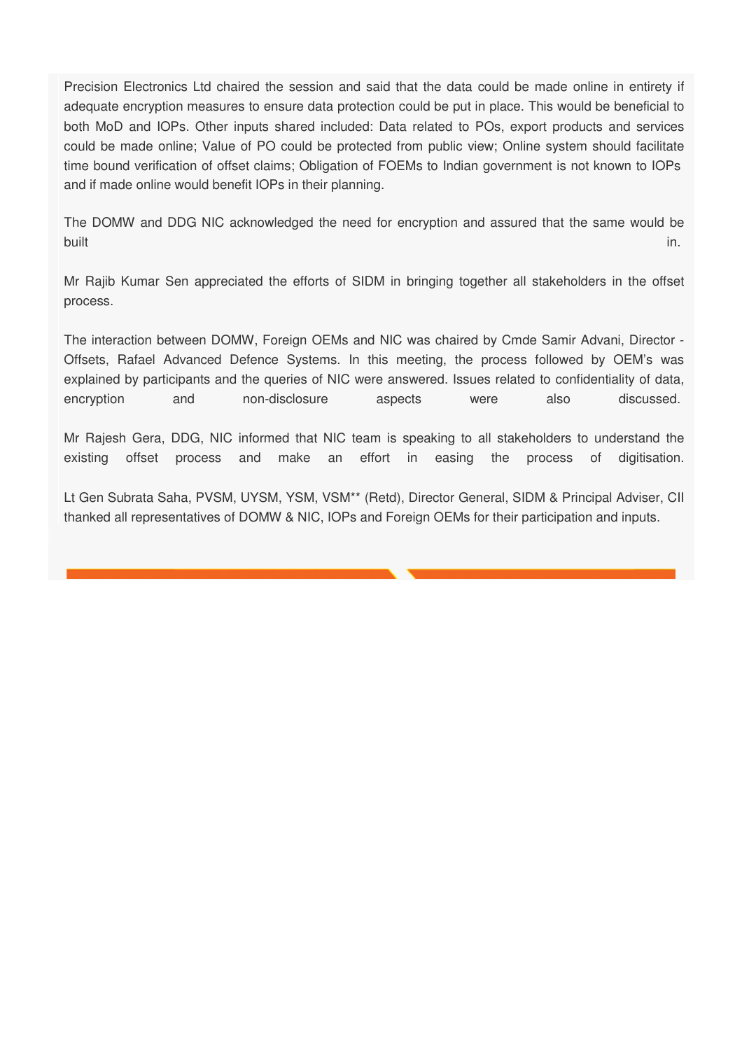Precision Electronics Ltd chaired the session and said that the data could be made online in entirety if adequate encryption measures to ensure data protection could be put in place. This would be beneficial to both MoD and IOPs. Other inputs shared included: Data related to POs, export products and services could be made online; Value of PO could be protected from public view; Online system should facilitate time bound verification of offset claims; Obligation of FOEMs to Indian government is not known to IOPs and if made online would benefit IOPs in their planning.

The DOMW and DDG NIC acknowledged the need for encryption and assured that the same would be built in.

Mr Rajib Kumar Sen appreciated the efforts of SIDM in bringing together all stakeholders in the offset process.

The interaction between DOMW, Foreign OEMs and NIC was chaired by Cmde Samir Advani, Director - Offsets, Rafael Advanced Defence Systems. In this meeting, the process followed by OEM's was explained by participants and the queries of NIC were answered. Issues related to confidentiality of data, encryption and non-disclosure aspects were also discussed.

Mr Rajesh Gera, DDG, NIC informed that NIC team is speaking to all stakeholders to understand the existing offset process and make an effort in easing the process of digitisation.

Lt Gen Subrata Saha, PVSM, UYSM, YSM, VSM** (Retd), Director General, SIDM & Principal Adviser, CII thanked all representatives of DOMW & NIC, IOPs and Foreign OEMs for their participation and inputs.